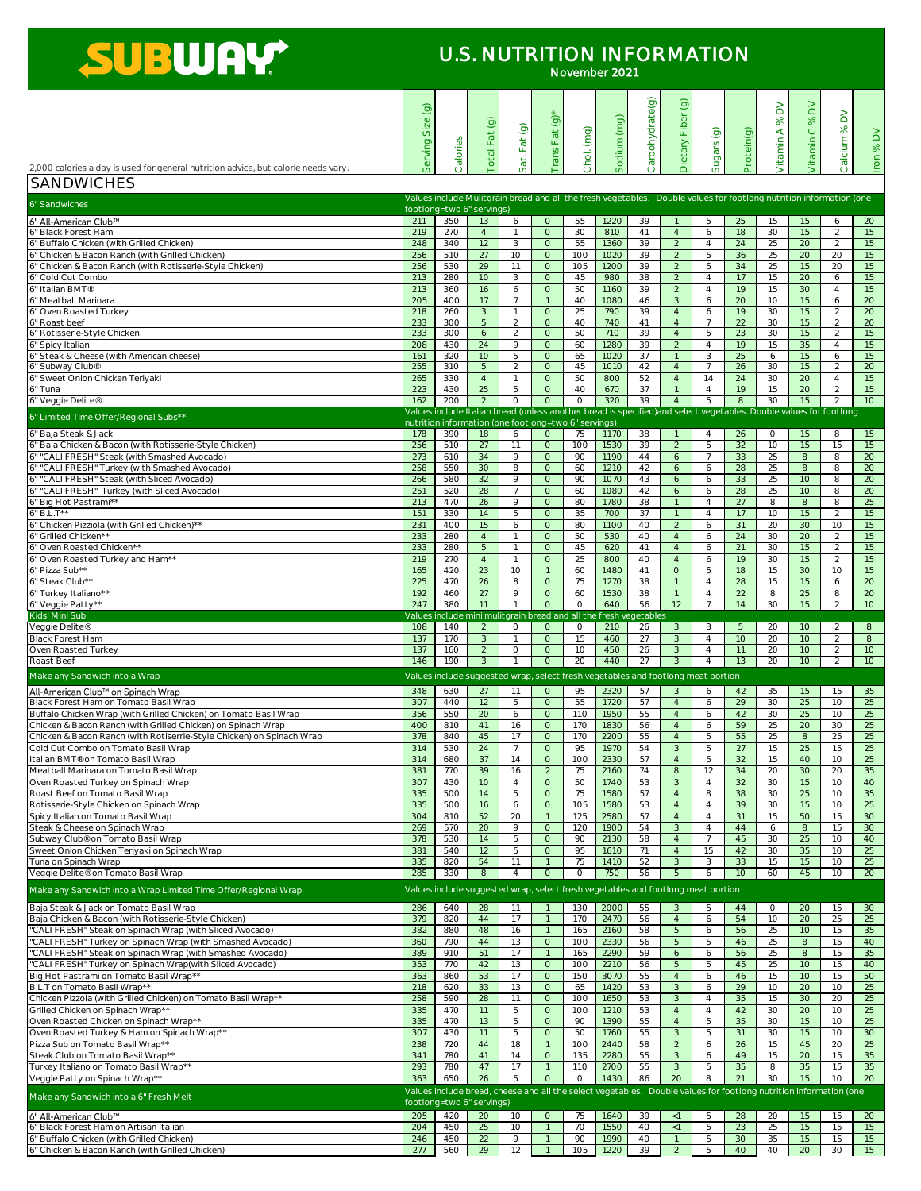# SUBWAY

## U.S. NUTRITION INFORMATION

November 2021

| 2,000 calories a day is used for general nutrition advice, but calorie needs vary. | Serving Size (g) | Calories | Total Fat (g) | Sat. Fat (g) | Trans Fat (g)* | Chol. (mg) | Sodium (mg) | Carbohydrate(g) | Dietary Fiber (g) | Sugars (g) | Protein(g) | Vitamin A % DV | Vitamin C % DV | Calcium % DV | Iron % DV |
|---|---|---|---|---|---|---|---|---|---|---|---|---|---|---|---|
| **SANDWICHES** | | | | | | | | | | | | | | | |
| 6" Sandwiches | Values include Mulitgrain bread and all the fresh vegetables. Double values for footlong nutrition information (one footlong=two 6" servings) | | | | | | | | | | | | | | |
| 6" All-American Club™ | 211 | 350 | 13 | 6 | 0 | 55 | 1220 | 39 | 1 | 5 | 25 | 15 | 15 | 6 | 20 |
| 6" Black Forest Ham | 219 | 270 | 4 | 1 | 0 | 30 | 810 | 41 | 4 | 6 | 18 | 30 | 15 | 2 | 15 |
| 6" Buffalo Chicken (with Grilled Chicken) | 248 | 340 | 12 | 3 | 0 | 55 | 1360 | 39 | 2 | 4 | 24 | 25 | 20 | 2 | 15 |
| 6" Chicken & Bacon Ranch (with Grilled Chicken) | 256 | 510 | 27 | 10 | 0 | 100 | 1020 | 39 | 2 | 5 | 36 | 25 | 20 | 20 | 15 |
| 6" Chicken & Bacon Ranch (with Rotisserie-Style Chicken) | 256 | 530 | 29 | 11 | 0 | 105 | 1200 | 39 | 2 | 5 | 34 | 25 | 15 | 20 | 15 |
| 6" Cold Cut Combo | 213 | 280 | 10 | 3 | 0 | 45 | 980 | 38 | 2 | 4 | 17 | 15 | 20 | 6 | 15 |
| 6" Italian BMT® | 213 | 360 | 16 | 6 | 0 | 50 | 1160 | 39 | 2 | 4 | 19 | 15 | 30 | 4 | 15 |
| 6" Meatball Marinara | 205 | 400 | 17 | 7 | 1 | 40 | 1080 | 46 | 3 | 6 | 20 | 10 | 15 | 6 | 20 |
| 6" Oven Roasted Turkey | 218 | 260 | 3 | 1 | 0 | 25 | 790 | 39 | 4 | 6 | 19 | 30 | 15 | 2 | 20 |
| 6" Roast beef | 233 | 300 | 5 | 2 | 0 | 40 | 740 | 41 | 4 | 7 | 22 | 30 | 15 | 2 | 20 |
| 6" Rotisserie-Style Chicken | 233 | 300 | 6 | 2 | 0 | 50 | 710 | 39 | 4 | 5 | 23 | 30 | 15 | 2 | 15 |
| 6" Spicy Italian | 208 | 430 | 24 | 9 | 0 | 60 | 1280 | 39 | 2 | 4 | 19 | 15 | 35 | 4 | 15 |
| 6" Steak & Cheese (with American cheese) | 161 | 320 | 10 | 5 | 0 | 65 | 1020 | 37 | 1 | 3 | 25 | 6 | 15 | 6 | 15 |
| 6" Subway Club® | 255 | 310 | 5 | 2 | 0 | 45 | 1010 | 42 | 4 | 7 | 26 | 30 | 15 | 2 | 20 |
| 6" Sweet Onion Chicken Teriyaki | 265 | 330 | 4 | 1 | 0 | 50 | 800 | 52 | 4 | 14 | 24 | 30 | 20 | 4 | 15 |
| 6" Tuna | 223 | 430 | 25 | 5 | 0 | 40 | 670 | 37 | 1 | 4 | 19 | 15 | 20 | 2 | 15 |
| 6" Veggie Delite® | 162 | 200 | 2 | 0 | 0 | 0 | 320 | 39 | 4 | 5 | 8 | 30 | 15 | 2 | 10 |
| 6" Limited Time Offer/Regional Subs** | Values include Italian bread (unless another bread is specified)and select vegetables. Double values for footlong nutrition information (one footlong=two 6" servings) | | | | | | | | | | | | | | |
| 6" Baja Steak & Jack | 178 | 390 | 18 | 6 | 0 | 75 | 1170 | 38 | 1 | 4 | 26 | 0 | 15 | 8 | 15 |
| 6" Baja Chicken & Bacon (with Rotisserie-Style Chicken) | 256 | 510 | 27 | 11 | 0 | 100 | 1530 | 39 | 2 | 5 | 32 | 10 | 15 | 15 | 15 |
| 6" "CALI FRESH" Steak (with Smashed Avocado) | 273 | 610 | 34 | 9 | 0 | 90 | 1190 | 44 | 6 | 7 | 33 | 25 | 8 | 8 | 20 |
| 6" "CALI FRESH" Turkey (with Smashed Avocado) | 258 | 550 | 30 | 8 | 0 | 60 | 1210 | 42 | 6 | 6 | 28 | 25 | 8 | 8 | 20 |
| 6" "CALI FRESH" Steak (with Sliced Avocado) | 266 | 580 | 32 | 9 | 0 | 90 | 1070 | 43 | 6 | 6 | 33 | 25 | 10 | 8 | 20 |
| 6" "CALI FRESH" Turkey (with Sliced Avocado) | 251 | 520 | 28 | 7 | 0 | 60 | 1080 | 42 | 6 | 6 | 28 | 25 | 10 | 8 | 20 |
| 6" Big Hot Pastrami** | 213 | 470 | 26 | 9 | 0 | 80 | 1780 | 38 | 1 | 4 | 27 | 8 | 8 | 8 | 25 |
| 6" B.L.T** | 151 | 330 | 14 | 5 | 0 | 35 | 700 | 37 | 1 | 4 | 17 | 10 | 15 | 2 | 15 |
| 6" Chicken Pizziola (with Grilled Chicken)** | 231 | 400 | 15 | 6 | 0 | 80 | 1100 | 40 | 2 | 6 | 31 | 20 | 30 | 10 | 15 |
| 6" Grilled Chicken** | 233 | 280 | 4 | 1 | 0 | 50 | 530 | 40 | 4 | 6 | 24 | 30 | 20 | 2 | 15 |
| 6" Oven Roasted Chicken** | 233 | 280 | 5 | 1 | 0 | 45 | 620 | 41 | 4 | 6 | 21 | 30 | 15 | 2 | 15 |
| 6" Oven Roasted Turkey and Ham** | 219 | 270 | 4 | 1 | 0 | 25 | 800 | 40 | 4 | 6 | 19 | 30 | 15 | 2 | 15 |
| 6" Pizza Sub** | 165 | 420 | 23 | 10 | 1 | 60 | 1480 | 41 | 0 | 5 | 18 | 15 | 30 | 10 | 15 |
| 6" Steak Club** | 225 | 470 | 26 | 8 | 0 | 75 | 1270 | 38 | 1 | 4 | 28 | 15 | 15 | 6 | 20 |
| 6" Turkey Italiano** | 192 | 460 | 27 | 9 | 0 | 60 | 1530 | 38 | 1 | 4 | 22 | 8 | 25 | 8 | 20 |
| 6" Veggie Patty** | 247 | 380 | 11 | 1 | 0 | 0 | 640 | 56 | 12 | 7 | 14 | 30 | 15 | 2 | 10 |
| Kids' Mini Sub | Values include mini mulitgrain bread and all the fresh vegetables | | | | | | | | | | | | | | |
| Veggie Delite® | 108 | 140 | 2 | 0 | 0 | 0 | 210 | 26 | 3 | 3 | 5 | 20 | 10 | 2 | 8 |
| Black Forest Ham | 137 | 170 | 3 | 1 | 0 | 15 | 460 | 27 | 3 | 4 | 10 | 20 | 10 | 2 | 8 |
| Oven Roasted Turkey | 137 | 160 | 2 | 0 | 0 | 10 | 450 | 26 | 3 | 4 | 11 | 20 | 10 | 2 | 10 |
| Roast Beef | 146 | 190 | 3 | 1 | 0 | 20 | 440 | 27 | 3 | 4 | 13 | 20 | 10 | 2 | 10 |
| Make any Sandwich into a Wrap | Values include suggested wrap, select fresh vegetables and footlong meat portion | | | | | | | | | | | | | | |
| All-American Club™ on Spinach Wrap | 348 | 630 | 27 | 11 | 0 | 95 | 2320 | 57 | 3 | 6 | 42 | 35 | 15 | 15 | 35 |
| Black Forest Ham on Tomato Basil Wrap | 307 | 440 | 12 | 5 | 0 | 55 | 1720 | 57 | 4 | 6 | 29 | 30 | 25 | 10 | 25 |
| Buffalo Chicken Wrap (with Grilled Chicken) on Tomato Basil Wrap | 356 | 550 | 20 | 6 | 0 | 110 | 1950 | 55 | 4 | 6 | 42 | 30 | 25 | 10 | 25 |
| Chicken & Bacon Ranch (with Grilled Chicken) on Spinach Wrap | 400 | 810 | 41 | 16 | 0 | 170 | 1830 | 56 | 4 | 6 | 59 | 25 | 20 | 30 | 25 |
| Chicken & Bacon Ranch (with Rotisserie-Style Chicken) on Spinach Wrap | 378 | 840 | 45 | 17 | 0 | 170 | 2200 | 55 | 4 | 5 | 55 | 25 | 8 | 25 | 25 |
| Cold Cut Combo on Tomato Basil Wrap | 314 | 530 | 24 | 7 | 0 | 95 | 1970 | 54 | 3 | 5 | 27 | 15 | 25 | 15 | 25 |
| Italian BMT® on Tomato Basil Wrap | 314 | 680 | 37 | 14 | 0 | 100 | 2330 | 57 | 4 | 5 | 32 | 15 | 40 | 10 | 25 |
| Meatball Marinara on Tomato Basil Wrap | 381 | 770 | 39 | 16 | 2 | 75 | 2160 | 74 | 8 | 12 | 34 | 20 | 30 | 20 | 35 |
| Oven Roasted Turkey on Spinach Wrap | 307 | 430 | 10 | 4 | 0 | 50 | 1740 | 53 | 3 | 4 | 32 | 30 | 15 | 10 | 40 |
| Roast Beef on Tomato Basil Wrap | 335 | 500 | 14 | 5 | 0 | 75 | 1580 | 57 | 4 | 8 | 38 | 30 | 25 | 10 | 35 |
| Rotisserie-Style Chicken on Spinach Wrap | 335 | 500 | 16 | 6 | 0 | 105 | 1580 | 53 | 4 | 4 | 39 | 30 | 15 | 10 | 25 |
| Spicy Italian on Tomato Basil Wrap | 304 | 810 | 52 | 20 | 1 | 125 | 2580 | 57 | 4 | 4 | 31 | 15 | 50 | 15 | 30 |
| Steak & Cheese on Spinach Wrap | 269 | 570 | 20 | 9 | 0 | 120 | 1900 | 54 | 3 | 4 | 44 | 6 | 8 | 15 | 30 |
| Subway Club® on Tomato Basil Wrap | 378 | 530 | 14 | 5 | 0 | 90 | 2130 | 58 | 4 | 7 | 45 | 30 | 25 | 10 | 40 |
| Sweet Onion Chicken Teriyaki on Spinach Wrap | 381 | 540 | 12 | 5 | 0 | 95 | 1610 | 71 | 4 | 15 | 42 | 30 | 35 | 10 | 25 |
| Tuna on Spinach Wrap | 335 | 820 | 54 | 11 | 1 | 75 | 1410 | 52 | 3 | 3 | 33 | 15 | 15 | 10 | 25 |
| Veggie Delite® on Tomato Basil Wrap | 285 | 330 | 8 | 4 | 0 | 0 | 750 | 56 | 5 | 6 | 10 | 60 | 45 | 10 | 20 |
| Make any Sandwich into a Wrap Limited Time Offer/Regional Wrap | Values include suggested wrap, select fresh vegetables and footlong meat portion | | | | | | | | | | | | | | |
| Baja Steak & Jack on Tomato Basil Wrap | 286 | 640 | 28 | 11 | 1 | 130 | 2000 | 55 | 3 | 5 | 44 | 0 | 20 | 15 | 30 |
| Baja Chicken & Bacon (with Rotisserie-Style Chicken) | 379 | 820 | 44 | 17 | 1 | 170 | 2470 | 56 | 4 | 6 | 54 | 10 | 20 | 25 | 25 |
| "CALI FRESH" Steak on Spinach Wrap (with Sliced Avocado) | 382 | 880 | 48 | 16 | 1 | 165 | 2160 | 58 | 5 | 6 | 56 | 25 | 10 | 15 | 35 |
| "CALI FRESH" Turkey on Spinach Wrap (with Smashed Avocado) | 360 | 790 | 44 | 13 | 0 | 100 | 2330 | 56 | 5 | 5 | 46 | 25 | 8 | 15 | 40 |
| "CALI FRESH" Steak on Spinach Wrap (with Smashed Avocado) | 389 | 910 | 51 | 17 | 1 | 165 | 2290 | 59 | 6 | 6 | 56 | 25 | 8 | 15 | 35 |
| "CALI FRESH" Turkey on Spinach Wrap(with Sliced Avocado) | 353 | 770 | 42 | 13 | 0 | 100 | 2210 | 56 | 5 | 5 | 45 | 25 | 10 | 15 | 40 |
| Big Hot Pastrami on Tomato Basil Wrap** | 363 | 860 | 53 | 17 | 0 | 150 | 3070 | 55 | 4 | 6 | 46 | 15 | 10 | 15 | 50 |
| B.L.T on Tomato Basil Wrap** | 218 | 620 | 33 | 13 | 0 | 65 | 1420 | 53 | 3 | 6 | 29 | 10 | 20 | 10 | 25 |
| Chicken Pizzola (with Grilled Chicken) on Tomato Basil Wrap** | 258 | 590 | 28 | 11 | 0 | 100 | 1650 | 53 | 3 | 4 | 35 | 15 | 30 | 20 | 25 |
| Grilled Chicken on Spinach Wrap** | 335 | 470 | 11 | 5 | 0 | 100 | 1210 | 53 | 4 | 4 | 42 | 30 | 20 | 10 | 25 |
| Oven Roasted Chicken on Spinach Wrap** | 335 | 470 | 13 | 5 | 0 | 90 | 1390 | 55 | 4 | 5 | 35 | 30 | 15 | 10 | 25 |
| Oven Roasted Turkey & Ham on Spinach Wrap** | 307 | 430 | 11 | 5 | 0 | 50 | 1760 | 55 | 3 | 5 | 31 | 30 | 15 | 10 | 30 |
| Pizza Sub on Tomato Basil Wrap** | 238 | 720 | 44 | 18 | 1 | 100 | 2440 | 58 | 2 | 6 | 26 | 15 | 45 | 20 | 25 |
| Steak Club on Tomato Basil Wrap** | 341 | 780 | 41 | 14 | 0 | 135 | 2280 | 55 | 3 | 6 | 49 | 15 | 20 | 15 | 35 |
| Turkey Italiano on Tomato Basil Wrap** | 293 | 780 | 47 | 17 | 1 | 110 | 2700 | 55 | 3 | 5 | 35 | 8 | 35 | 15 | 35 |
| Veggie Patty on Spinach Wrap** | 363 | 650 | 26 | 5 | 0 | 0 | 1430 | 86 | 20 | 8 | 21 | 30 | 15 | 10 | 20 |
| Make any Sandwich into a 6" Fresh Melt | Values include bread, cheese and all the select vegetables. Double values for footlong nutrition information (one footlong=two 6" servings) | | | | | | | | | | | | | | |
| 6" All-American Club™ | 205 | 420 | 20 | 10 | 0 | 75 | 1640 | 39 | <1 | 5 | 28 | 20 | 15 | 15 | 20 |
| 6" Black Forest Ham on Artisan Italian | 204 | 450 | 25 | 10 | 1 | 70 | 1550 | 40 | <1 | 5 | 23 | 25 | 15 | 15 | 15 |
| 6" Buffalo Chicken (with Grilled Chicken) | 246 | 450 | 22 | 9 | 1 | 90 | 1990 | 40 | 1 | 5 | 30 | 35 | 15 | 15 | 15 |
| 6" Chicken & Bacon Ranch (with Grilled Chicken) | 277 | 560 | 29 | 12 | 1 | 105 | 1220 | 39 | 2 | 5 | 40 | 40 | 20 | 30 | 15 |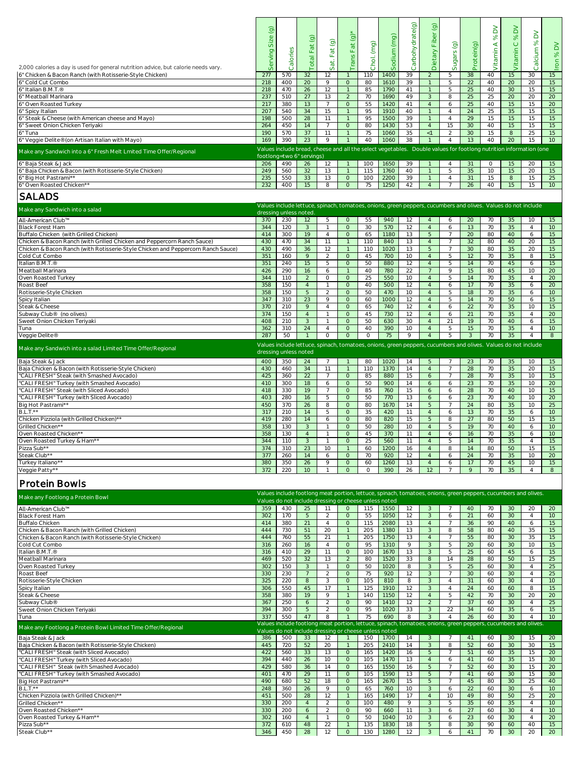| 2,000 calories a day is used for general nutrition advice, but calorie needs vary. | Serving Size (g) | Calories | Total Fat (g) | Sat. Fat (g) | Trans Fat (g)* | Chol. (mg) | Sodium (mg) | Carbohydrate(g) | Dietary Fiber (g) | Sugars (g) | Protein(g) | Vitamin A % DV | Vitamin C % DV | Calcium % DV | Iron % DV |
|---|---|---|---|---|---|---|---|---|---|---|---|---|---|---|---|
| 6" Chicken & Bacon Ranch (with Rotisserie-Style Chicken) | 277 | 570 | 32 | 12 | 1 | 110 | 1400 | 39 | 2 | 5 | 38 | 40 | 15 | 30 | 15 |
| 6" Cold Cut Combo | 218 | 400 | 20 | 9 | 0 | 80 | 1610 | 39 | 1 | 5 | 22 | 40 | 20 | 20 | 15 |
| 6" Italian B.M.T.® | 218 | 470 | 26 | 12 | 1 | 85 | 1790 | 41 | 1 | 5 | 25 | 40 | 30 | 15 | 15 |
| 6" Meatball Marinara | 237 | 510 | 27 | 13 | 2 | 70 | 1690 | 49 | 3 | 8 | 25 | 25 | 20 | 20 | 20 |
| 6" Oven Roasted Turkey | 217 | 380 | 13 | 7 | 0 | 55 | 1420 | 41 | 4 | 6 | 25 | 40 | 15 | 15 | 20 |
| 6" Spicy Italian | 207 | 540 | 34 | 15 | 1 | 95 | 1910 | 40 | 1 | 4 | 24 | 25 | 35 | 15 | 15 |
| 6" Steak & Cheese (with American cheese and Mayo) | 198 | 500 | 28 | 11 | 1 | 95 | 1500 | 39 | 1 | 4 | 29 | 15 | 15 | 15 | 15 |
| 6" Sweet Onion Chicken Teriyaki | 264 | 450 | 14 | 7 | 0 | 80 | 1430 | 53 | 4 | 15 | 30 | 40 | 15 | 15 | 15 |
| 6" Tuna | 190 | 570 | 37 | 11 | 1 | 75 | 1060 | 35 | <1 | 2 | 30 | 15 | 8 | 25 | 15 |
| 6" Veggie Delite®(on Artisan Italian with Mayo) | 169 | 390 | 23 | 9 | 1 | 40 | 1060 | 38 | 1 | 4 | 13 | 40 | 20 | 15 | 10 |
| Make any Sandwich into a 6" Fresh Melt Lmited Time Offer/Regional | Values include bread, cheese and all the select vegetables. Double values for footlong nutrition information (one footlong=two 6" servings) | | | | | | | | | | | | | | |
| 6" Baja Steak & Jack | 206 | 490 | 26 | 12 | 1 | 100 | 1650 | 39 | 1 | 4 | 31 | 0 | 15 | 20 | 15 |
| 6" Baja Chicken & Bacon (with Rotisserie-Style Chicken) | 249 | 560 | 32 | 13 | 1 | 115 | 1760 | 40 | 1 | 5 | 35 | 10 | 15 | 20 | 15 |
| 6" Big Hot Pastrami** | 235 | 550 | 33 | 13 | 0 | 100 | 2200 | 39 | 1 | 4 | 31 | 15 | 8 | 15 | 25 |
| 6" Oven Roasted Chicken** | 232 | 400 | 15 | 8 | 0 | 75 | 1250 | 42 | 4 | 7 | 26 | 40 | 15 | 15 | 10 |

## SALADS

| Make any Sandwich into a salad | Values include lettuce, spinach, tomatoes, onions, green peppers, cucumbers and olives. Values do not include dressing unless noted. | | | | | | | | | | | | | | |
|---|---|---|---|---|---|---|---|---|---|---|---|---|---|---|---|
| All-American Club™ | 370 | 230 | 12 | 5 | 0 | 55 | 940 | 12 | 4 | 6 | 20 | 70 | 35 | 10 | 15 |
| Black Forest Ham | 344 | 120 | 3 | 1 | 0 | 30 | 570 | 12 | 4 | 6 | 13 | 70 | 35 | 4 | 10 |
| Buffalo Chicken (with Grilled Chicken) | 414 | 300 | 19 | 4 | 0 | 65 | 1180 | 13 | 5 | 7 | 20 | 80 | 40 | 6 | 15 |
| Chicken & Bacon Ranch (with Grilled Chicken and Peppercorn Ranch Sauce) | 430 | 470 | 34 | 11 | 1 | 110 | 840 | 13 | 4 | 7 | 32 | 80 | 40 | 20 | 15 |
| Chicken & Bacon Ranch (with Rotisserie-Style Chicken and Peppercorn Ranch Sauce) | 430 | 490 | 36 | 12 | 1 | 110 | 1020 | 13 | 5 | 7 | 30 | 80 | 35 | 20 | 15 |
| Cold Cut Combo | 351 | 160 | 9 | 2 | 0 | 45 | 700 | 10 | 4 | 5 | 12 | 70 | 35 | 8 | 15 |
| Italian B.M.T.® | 351 | 240 | 15 | 5 | 0 | 50 | 880 | 12 | 4 | 5 | 14 | 70 | 45 | 6 | 15 |
| Meatball Marinara | 426 | 290 | 16 | 6 | 1 | 40 | 780 | 22 | 7 | 9 | 15 | 80 | 45 | 10 | 20 |
| Oven Roasted Turkey | 344 | 110 | 2 | 0 | 0 | 25 | 550 | 10 | 4 | 5 | 14 | 70 | 35 | 4 | 20 |
| Roast Beef | 358 | 150 | 4 | 1 | 0 | 40 | 500 | 12 | 4 | 6 | 17 | 70 | 35 | 6 | 20 |
| Rotisserie-Style Chicken | 358 | 150 | 5 | 2 | 0 | 50 | 470 | 10 | 4 | 5 | 18 | 70 | 35 | 6 | 10 |
| Spicy Italian | 347 | 310 | 23 | 9 | 0 | 60 | 1000 | 12 | 4 | 5 | 14 | 70 | 50 | 6 | 15 |
| Steak & Cheese | 370 | 210 | 9 | 4 | 0 | 65 | 740 | 12 | 4 | 6 | 22 | 70 | 35 | 10 | 15 |
| Subway Club® (no olives) | 374 | 150 | 4 | 1 | 0 | 45 | 730 | 12 | 4 | 6 | 21 | 70 | 35 | 4 | 20 |
| Sweet Onion Chicken Teriyaki | 408 | 210 | 3 | 1 | 0 | 50 | 630 | 30 | 4 | 21 | 19 | 70 | 40 | 6 | 15 |
| Tuna | 362 | 310 | 24 | 4 | 0 | 40 | 390 | 10 | 4 | 5 | 15 | 70 | 35 | 4 | 10 |
| Veggie Delite® | 287 | 50 | 1 | 0 | 0 | 0 | 75 | 9 | 4 | 5 | 3 | 70 | 35 | 4 | 8 |
| Make any Sandwich into a salad Limited Time Offer/Regional | Values include lettuce, spinach, tomatoes, onions, green peppers, cucumbers and olives. Values do not include dressing unless noted | | | | | | | | | | | | | | |
| Baja Steak & Jack | 400 | 350 | 24 | 7 | 1 | 80 | 1020 | 14 | 5 | 7 | 23 | 70 | 35 | 10 | 15 |
| Baja Chicken & Bacon (with Rotisserie-Style Chicken) | 430 | 460 | 34 | 11 | 1 | 110 | 1370 | 14 | 4 | 7 | 28 | 70 | 35 | 20 | 15 |
| "CALI FRESH" Steak (with Smashed Avocado) | 425 | 360 | 22 | 7 | 0 | 85 | 880 | 15 | 6 | 7 | 28 | 70 | 35 | 10 | 15 |
| "CALI FRESH" Turkey (with Smashed Avocado) | 410 | 300 | 18 | 6 | 0 | 50 | 900 | 14 | 6 | 6 | 23 | 70 | 35 | 10 | 20 |
| "CALI FRESH" Steak (with Sliced Avocado) | 418 | 330 | 19 | 7 | 0 | 85 | 760 | 15 | 6 | 6 | 28 | 70 | 40 | 10 | 15 |
| "CALI FRESH" Turkey (with Sliced Avocado) | 403 | 280 | 16 | 5 | 0 | 50 | 770 | 13 | 6 | 6 | 23 | 70 | 40 | 10 | 20 |
| Big Hot Pastrami** | 450 | 370 | 26 | 8 | 0 | 80 | 1670 | 14 | 5 | 7 | 24 | 80 | 35 | 10 | 25 |
| B.L.T.** | 317 | 210 | 14 | 5 | 0 | 35 | 420 | 11 | 4 | 6 | 13 | 70 | 35 | 6 | 10 |
| Chicken Pizziola (with Grilled Chicken)** | 419 | 280 | 14 | 6 | 0 | 80 | 820 | 15 | 5 | 8 | 27 | 80 | 50 | 15 | 15 |
| Grilled Chicken** | 358 | 130 | 3 | 1 | 0 | 50 | 280 | 10 | 4 | 5 | 19 | 70 | 40 | 6 | 10 |
| Oven Roasted Chicken** | 358 | 130 | 4 | 1 | 0 | 45 | 370 | 11 | 4 | 6 | 16 | 70 | 35 | 6 | 10 |
| Oven Roasted Turkey & Ham** | 344 | 110 | 3 | 1 | 0 | 25 | 560 | 11 | 4 | 5 | 14 | 70 | 35 | 4 | 15 |
| Pizza Sub** | 374 | 310 | 23 | 10 | 1 | 60 | 1200 | 16 | 4 | 8 | 14 | 80 | 50 | 15 | 15 |
| Steak Club** | 377 | 260 | 14 | 6 | 0 | 70 | 920 | 12 | 4 | 6 | 24 | 70 | 35 | 10 | 20 |
| Turkey Italiano** | 380 | 350 | 26 | 9 | 0 | 60 | 1260 | 13 | 4 | 6 | 17 | 70 | 45 | 10 | 15 |
| Veggie Patty** | 372 | 220 | 10 | 1 | 0 | 0 | 390 | 26 | 12 | 7 | 9 | 70 | 35 | 4 | 8 |

## Protein Bowls

| Make any Footlong a Protein Bowl | Values include footlong meat portion, lettuce, spinach, tomatoes, onions, green peppers, cucumbers and olives. Values do not include dressing or cheese unless noted | | | | | | | | | | | | | | |
|---|---|---|---|---|---|---|---|---|---|---|---|---|---|---|---|
| All-American Club™ | 359 | 430 | 25 | 11 | 0 | 115 | 1550 | 12 | 3 | 7 | 40 | 70 | 30 | 20 | 20 |
| Black Forest Ham | 302 | 170 | 5 | 2 | 0 | 55 | 1050 | 12 | 3 | 6 | 21 | 60 | 30 | 4 | 10 |
| Buffalo Chicken | 414 | 380 | 21 | 4 | 0 | 115 | 2080 | 13 | 4 | 7 | 36 | 90 | 40 | 6 | 15 |
| Chicken & Bacon Ranch (with Grilled Chicken) | 444 | 730 | 51 | 20 | 1 | 205 | 1380 | 13 | 3 | 8 | 58 | 80 | 40 | 35 | 15 |
| Chicken & Bacon Ranch (with Rotisserie-Style Chicken) | 444 | 760 | 55 | 21 | 1 | 205 | 1750 | 13 | 4 | 7 | 55 | 80 | 30 | 35 | 15 |
| Cold Cut Combo | 316 | 260 | 16 | 4 | 0 | 95 | 1310 | 9 | 3 | 5 | 20 | 60 | 30 | 10 | 15 |
| Italian B.M.T.® | 316 | 410 | 29 | 11 | 0 | 100 | 1670 | 13 | 3 | 5 | 25 | 60 | 45 | 6 | 15 |
| Meatball Marinara | 469 | 520 | 32 | 13 | 2 | 80 | 1520 | 33 | 8 | 14 | 28 | 80 | 50 | 15 | 25 |
| Oven Roasted Turkey | 302 | 150 | 3 | 1 | 0 | 50 | 1020 | 8 | 3 | 5 | 25 | 60 | 30 | 4 | 25 |
| Roast Beef | 330 | 230 | 7 | 2 | 0 | 75 | 920 | 12 | 3 | 7 | 30 | 60 | 30 | 4 | 25 |
| Rotisserie-Style Chicken | 325 | 220 | 8 | 3 | 0 | 105 | 810 | 8 | 3 | 4 | 31 | 60 | 30 | 4 | 10 |
| Spicy Italian | 306 | 550 | 45 | 17 | 1 | 125 | 1910 | 12 | 3 | 4 | 24 | 60 | 60 | 8 | 15 |
| Steak & Cheese | 358 | 380 | 19 | 9 | 1 | 140 | 1150 | 12 | 4 | 5 | 42 | 70 | 30 | 20 | 20 |
| Subway Club® | 367 | 250 | 6 | 2 | 0 | 90 | 1410 | 12 | 2 | 7 | 37 | 60 | 30 | 4 | 25 |
| Sweet Onion Chicken Teriyaki | 394 | 300 | 5 | 2 | 0 | 95 | 1020 | 33 | 3 | 22 | 34 | 60 | 35 | 6 | 15 |
| Tuna | 337 | 550 | 47 | 8 | 1 | 75 | 690 | 8 | 3 | 4 | 26 | 60 | 30 | 4 | 10 |
| Make any Footlong a Protein Bowl Limited Time Offer/Regional | Values include footlong meat portion, lettuce, spinach, tomatoes, onions, green peppers, cucumbers and olives. Values do not include dressing or cheese unless noted | | | | | | | | | | | | | | |
| Baja Steak & Jack | 386 | 500 | 33 | 12 | 1 | 150 | 1700 | 14 | 3 | 7 | 41 | 60 | 30 | 15 | 20 |
| Baja Chicken & Bacon (with Rotisserie-Style Chicken) | 445 | 720 | 52 | 20 | 1 | 205 | 2410 | 14 | 3 | 8 | 52 | 60 | 30 | 30 | 15 |
| "CALI FRESH" Steak (with Sliced Avocado) | 422 | 560 | 33 | 13 | 0 | 165 | 1420 | 16 | 5 | 7 | 51 | 60 | 35 | 15 | 20 |
| "CALI FRESH" Turkey (with Sliced Avocado) | 394 | 440 | 26 | 10 | 0 | 105 | 1470 | 13 | 4 | 6 | 41 | 60 | 35 | 15 | 30 |
| "CALI FRESH" Steak (with Smashed Avocado) | 429 | 580 | 36 | 14 | 0 | 165 | 1550 | 16 | 5 | 7 | 52 | 60 | 30 | 15 | 20 |
| "CALI FRESH" Turkey (with Smashed Avocado) | 401 | 470 | 29 | 11 | 0 | 105 | 1590 | 13 | 5 | 7 | 41 | 60 | 30 | 15 | 30 |
| Big Hot Pastrami** | 490 | 680 | 52 | 18 | 0 | 165 | 2670 | 15 | 5 | 7 | 45 | 80 | 30 | 25 | 40 |
| B.L.T.** | 248 | 360 | 26 | 9 | 0 | 65 | 760 | 10 | 3 | 6 | 22 | 60 | 30 | 6 | 10 |
| Chicken Pizziola (with Grilled Chicken)** | 451 | 500 | 28 | 12 | 1 | 165 | 1490 | 17 | 4 | 10 | 49 | 80 | 50 | 25 | 20 |
| Grilled Chicken** | 330 | 200 | 4 | 2 | 0 | 100 | 480 | 9 | 3 | 5 | 35 | 60 | 35 | 4 | 10 |
| Oven Roasted Chicken** | 330 | 200 | 6 | 2 | 0 | 90 | 660 | 11 | 3 | 6 | 27 | 60 | 30 | 4 | 10 |
| Oven Roasted Turkey & Ham** | 302 | 160 | 4 | 1 | 0 | 50 | 1040 | 10 | 3 | 6 | 23 | 60 | 30 | 4 | 20 |
| Pizza Sub** | 372 | 610 | 48 | 22 | 1 | 135 | 1830 | 18 | 5 | 8 | 30 | 90 | 60 | 40 | 15 |
| Steak Club** | 346 | 450 | 28 | 12 | 0 | 130 | 1280 | 12 | 3 | 6 | 41 | 70 | 30 | 20 | 20 |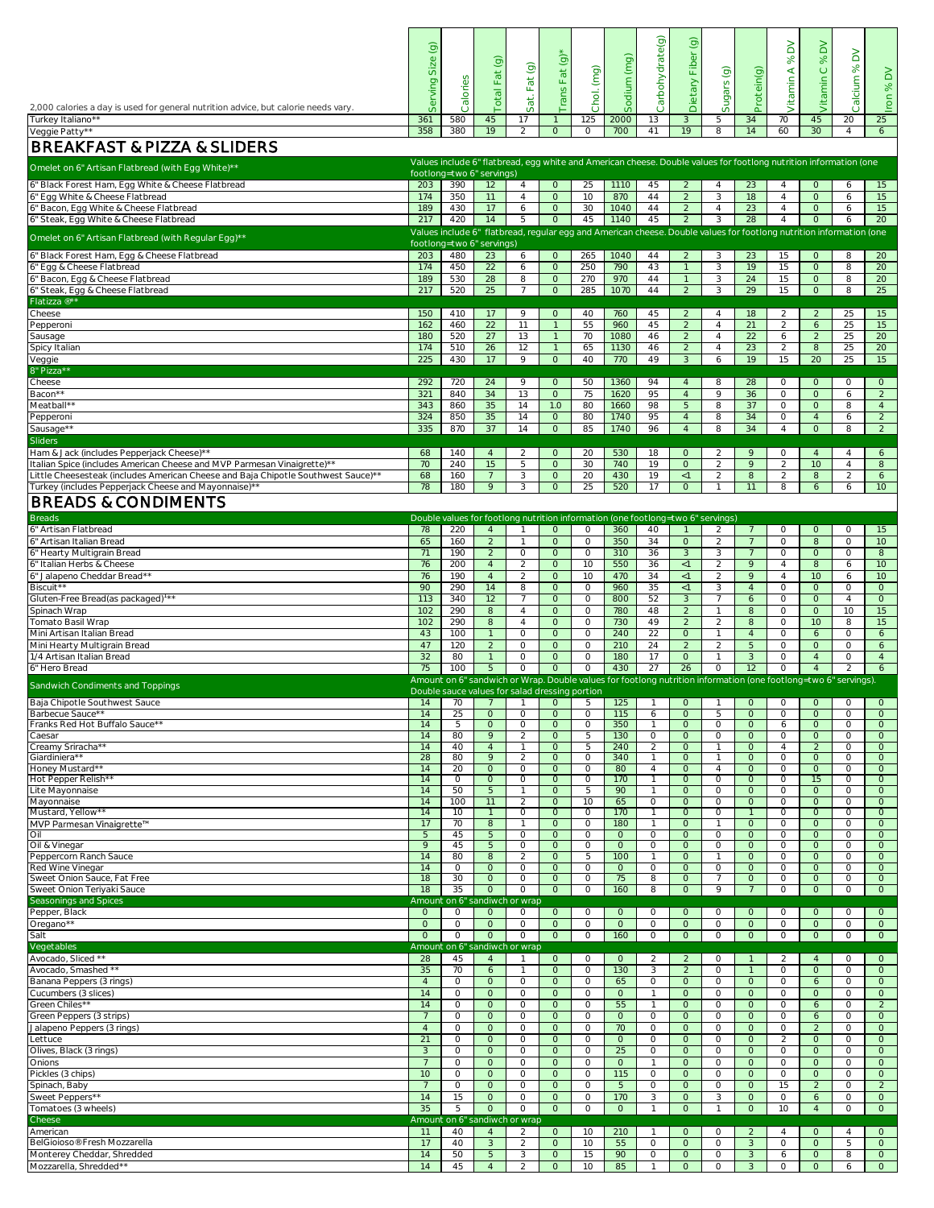| 2,000 calories a day is used for general nutrition advice, but calorie needs vary. | Serving Size (g) | Calories | Total Fat (g) | Sat. Fat (g) | Trans Fat (g)* | Chol. (mg) | Sodium (mg) | Carbohydrate(g) | Dietary Fiber (g) | Sugars (g) | Protein(g) | Vitamin A % DV | Vitamin C % DV | Calcium % DV | Iron % DV |
|---|---|---|---|---|---|---|---|---|---|---|---|---|---|---|---|
| Turkey Italiano** | 361 | 580 | 45 | 17 | 1 | 125 | 2000 | 13 | 3 | 5 | 34 | 70 | 45 | 20 | 25 |
| Veggie Patty** | 358 | 380 | 19 | 2 | 0 | 0 | 700 | 41 | 19 | 8 | 14 | 60 | 30 | 4 | 6 |

## BREAKFAST & PIZZA & SLIDERS

| Item | Serving Size (g) | Calories | Total Fat (g) | Sat. Fat (g) | Trans Fat (g)* | Chol. (mg) | Sodium (mg) | Carbohydrate(g) | Dietary Fiber (g) | Sugars (g) | Protein(g) | Vitamin A % DV | Vitamin C % DV | Calcium % DV | Iron % DV |
|---|---|---|---|---|---|---|---|---|---|---|---|---|---|---|---|
| **Omelet on 6" Artisan Flatbread (with Egg White)**** | Values include 6" flatbread, egg white and American cheese. Double values for footlong nutrition information (one footlong=two 6" servings) | | | | | | | | | | | | | | |
| 6" Black Forest Ham, Egg White & Cheese Flatbread | 203 | 390 | 12 | 4 | 0 | 25 | 1110 | 45 | 2 | 4 | 23 | 4 | 0 | 6 | 15 |
| 6" Egg White & Cheese Flatbread | 174 | 350 | 11 | 4 | 0 | 10 | 870 | 44 | 2 | 3 | 18 | 4 | 0 | 6 | 15 |
| 6" Bacon, Egg White & Cheese Flatbread | 189 | 430 | 17 | 6 | 0 | 30 | 1040 | 44 | 2 | 4 | 23 | 4 | 0 | 6 | 15 |
| 6" Steak, Egg White & Cheese Flatbread | 217 | 420 | 14 | 5 | 0 | 45 | 1140 | 45 | 2 | 3 | 28 | 4 | 0 | 6 | 20 |
| **Omelet on 6" Artisan Flatbread (with Regular Egg)**** | Values include 6" flatbread, regular egg and American cheese. Double values for footlong nutrition information (one footlong=two 6" servings) | | | | | | | | | | | | | | |
| 6" Black Forest Ham, Egg & Cheese Flatbread | 203 | 480 | 23 | 6 | 0 | 265 | 1040 | 44 | 2 | 3 | 23 | 15 | 0 | 8 | 20 |
| 6" Egg & Cheese Flatbread | 174 | 450 | 22 | 6 | 0 | 250 | 790 | 43 | 1 | 3 | 19 | 15 | 0 | 8 | 20 |
| 6" Bacon, Egg & Cheese Flatbread | 189 | 530 | 28 | 8 | 0 | 270 | 970 | 44 | 1 | 3 | 24 | 15 | 0 | 8 | 20 |
| 6" Steak, Egg & Cheese Flatbread | 217 | 520 | 25 | 7 | 0 | 285 | 1070 | 44 | 2 | 3 | 29 | 15 | 0 | 8 | 25 |
| **Flatizza ®**** | | | | | | | | | | | | | | | |
| Cheese | 150 | 410 | 17 | 9 | 0 | 40 | 760 | 45 | 2 | 4 | 18 | 2 | 2 | 25 | 15 |
| Pepperoni | 162 | 460 | 22 | 11 | 1 | 55 | 960 | 45 | 2 | 4 | 21 | 2 | 6 | 25 | 15 |
| Sausage | 180 | 520 | 27 | 13 | 1 | 70 | 1080 | 46 | 2 | 4 | 22 | 6 | 2 | 25 | 20 |
| Spicy Italian | 174 | 510 | 26 | 12 | 1 | 65 | 1130 | 46 | 2 | 4 | 23 | 2 | 8 | 25 | 20 |
| Veggie | 225 | 430 | 17 | 9 | 0 | 40 | 770 | 49 | 3 | 6 | 19 | 15 | 20 | 25 | 15 |
| **8" Pizza**** | | | | | | | | | | | | | | | |
| Cheese | 292 | 720 | 24 | 9 | 0 | 50 | 1360 | 94 | 4 | 8 | 28 | 0 | 0 | 0 | 0 |
| Bacon** | 321 | 840 | 34 | 13 | 0 | 75 | 1620 | 95 | 4 | 9 | 36 | 0 | 0 | 6 | 2 |
| Meatball** | 343 | 860 | 35 | 14 | 1.0 | 80 | 1660 | 98 | 5 | 8 | 37 | 0 | 0 | 8 | 4 |
| Pepperoni | 324 | 850 | 35 | 14 | 0 | 80 | 1740 | 95 | 4 | 8 | 34 | 0 | 4 | 6 | 2 |
| Sausage** | 335 | 870 | 37 | 14 | 0 | 85 | 1740 | 96 | 4 | 8 | 34 | 4 | 0 | 8 | 2 |
| **Sliders** | | | | | | | | | | | | | | | |
| Ham & Jack (includes Pepperjack Cheese)** | 68 | 140 | 4 | 2 | 0 | 20 | 530 | 18 | 0 | 2 | 9 | 0 | 4 | 4 | 6 |
| Italian Spice (includes American Cheese and MVP Parmesan Vinaigrette)** | 70 | 240 | 15 | 5 | 0 | 30 | 740 | 19 | 0 | 2 | 9 | 2 | 10 | 4 | 8 |
| Little Cheesesteak (includes American Cheese and Baja Chipotle Southwest Sauce)** | 68 | 160 | 7 | 3 | 0 | 20 | 430 | 19 | <1 | 2 | 8 | 2 | 8 | 2 | 6 |
| Turkey (includes Pepperjack Cheese and Mayonnaise)** | 78 | 180 | 9 | 3 | 0 | 25 | 520 | 17 | 0 | 1 | 11 | 8 | 6 | 6 | 10 |

## BREADS & CONDIMENTS

| Item | Serving Size (g) | Calories | Total Fat (g) | Sat. Fat (g) | Trans Fat (g)* | Chol. (mg) | Sodium (mg) | Carbohydrate(g) | Dietary Fiber (g) | Sugars (g) | Protein(g) | Vitamin A % DV | Vitamin C % DV | Calcium % DV | Iron % DV |
|---|---|---|---|---|---|---|---|---|---|---|---|---|---|---|---|
| **Breads** | Double values for footlong nutrition information (one footlong=two 6" servings) | | | | | | | | | | | | | | |
| 6" Artisan Flatbread | 78 | 220 | 4 | 1 | 0 | 0 | 360 | 40 | 1 | 2 | 7 | 0 | 0 | 0 | 15 |
| 6" Artisan Italian Bread | 65 | 160 | 2 | 1 | 0 | 0 | 350 | 34 | 0 | 2 | 7 | 0 | 8 | 0 | 10 |
| 6" Hearty Multigrain Bread | 71 | 190 | 2 | 0 | 0 | 0 | 310 | 36 | 3 | 3 | 7 | 0 | 0 | 0 | 8 |
| 6" Italian Herbs & Cheese | 76 | 200 | 4 | 2 | 0 | 10 | 550 | 36 | <1 | 2 | 9 | 4 | 8 | 6 | 10 |
| 6" Jalapeno Cheddar Bread** | 76 | 190 | 4 | 2 | 0 | 10 | 470 | 34 | <1 | 2 | 9 | 4 | 10 | 6 | 10 |
| Biscuit** | 90 | 290 | 14 | 8 | 0 | 0 | 960 | 35 | <1 | 3 | 4 | 0 | 0 | 0 | 0 |
| Gluten-Free Bread(as packaged)[†]** | 113 | 340 | 12 | 7 | 0 | 0 | 800 | 52 | 3 | 7 | 6 | 0 | 0 | 4 | 0 |
| Spinach Wrap | 102 | 290 | 8 | 4 | 0 | 0 | 780 | 48 | 2 | 1 | 8 | 0 | 0 | 10 | 15 |
| Tomato Basil Wrap | 102 | 290 | 8 | 4 | 0 | 0 | 730 | 49 | 2 | 2 | 8 | 0 | 10 | 8 | 15 |
| Mini Artisan Italian Bread | 43 | 100 | 1 | 0 | 0 | 0 | 240 | 22 | 0 | 1 | 4 | 0 | 6 | 0 | 6 |
| Mini Hearty Multigrain Bread | 47 | 120 | 2 | 0 | 0 | 0 | 210 | 24 | 2 | 2 | 5 | 0 | 0 | 0 | 6 |
| 1/4 Artisan Italian Bread | 32 | 80 | 1 | 0 | 0 | 0 | 180 | 17 | 0 | 1 | 3 | 0 | 4 | 0 | 4 |
| 6" Hero Bread | 75 | 100 | 5 | 0 | 0 | 0 | 430 | 27 | 26 | 0 | 12 | 0 | 4 | 2 | 6 |
| **Sandwich Condiments and Toppings** | Amount on 6" sandwich or Wrap. Double values for footlong nutrition information (one footlong=two 6" servings). Double sauce values for salad dressing portion | | | | | | | | | | | | | | |
| Baja Chipotle Southwest Sauce | 14 | 70 | 7 | 1 | 0 | 5 | 125 | 1 | 0 | 1 | 0 | 0 | 0 | 0 | 0 |
| Barbecue Sauce** | 14 | 25 | 0 | 0 | 0 | 0 | 115 | 6 | 0 | 5 | 0 | 0 | 0 | 0 | 0 |
| Franks Red Hot Buffalo Sauce** | 14 | 5 | 0 | 0 | 0 | 0 | 350 | 1 | 0 | 0 | 0 | 6 | 0 | 0 | 0 |
| Caesar | 14 | 80 | 9 | 2 | 0 | 5 | 130 | 0 | 0 | 0 | 0 | 0 | 0 | 0 | 0 |
| Creamy Sriracha** | 14 | 40 | 4 | 1 | 0 | 5 | 240 | 2 | 0 | 1 | 0 | 4 | 2 | 0 | 0 |
| Giardiniera** | 28 | 80 | 9 | 2 | 0 | 0 | 340 | 1 | 0 | 1 | 0 | 0 | 0 | 0 | 0 |
| Honey Mustard** | 14 | 20 | 0 | 0 | 0 | 0 | 80 | 4 | 0 | 4 | 0 | 0 | 0 | 0 | 0 |
| Hot Pepper Relish** | 14 | 0 | 0 | 0 | 0 | 0 | 170 | 1 | 0 | 0 | 0 | 0 | 15 | 0 | 0 |
| Lite Mayonnaise | 14 | 50 | 5 | 1 | 0 | 5 | 90 | 1 | 0 | 0 | 0 | 0 | 0 | 0 | 0 |
| Mayonnaise | 14 | 100 | 11 | 2 | 0 | 10 | 65 | 0 | 0 | 0 | 0 | 0 | 0 | 0 | 0 |
| Mustard, Yellow** | 14 | 10 | 1 | 0 | 0 | 0 | 170 | 1 | 0 | 0 | 1 | 0 | 0 | 0 | 0 |
| MVP Parmesan Vinaigrette™ | 17 | 70 | 8 | 1 | 0 | 0 | 180 | 1 | 0 | 1 | 0 | 0 | 0 | 0 | 0 |
| Oil | 5 | 45 | 5 | 0 | 0 | 0 | 0 | 0 | 0 | 0 | 0 | 0 | 0 | 0 | 0 |
| Oil & Vinegar | 9 | 45 | 5 | 0 | 0 | 0 | 0 | 0 | 0 | 0 | 0 | 0 | 0 | 0 | 0 |
| Peppercorn Ranch Sauce | 14 | 80 | 8 | 2 | 0 | 5 | 100 | 1 | 0 | 1 | 0 | 0 | 0 | 0 | 0 |
| Red Wine Vinegar | 14 | 0 | 0 | 0 | 0 | 0 | 0 | 0 | 0 | 0 | 0 | 0 | 0 | 0 | 0 |
| Sweet Onion Sauce, Fat Free | 18 | 30 | 0 | 0 | 0 | 0 | 75 | 8 | 0 | 7 | 0 | 0 | 0 | 0 | 0 |
| Sweet Onion Teriyaki Sauce | 18 | 35 | 0 | 0 | 0 | 0 | 160 | 8 | 0 | 9 | 7 | 0 | 0 | 0 | 0 |
| **Seasonings and Spices** | Amount on 6" sandiwch or wrap | | | | | | | | | | | | | | |
| Pepper, Black | 0 | 0 | 0 | 0 | 0 | 0 | 0 | 0 | 0 | 0 | 0 | 0 | 0 | 0 | 0 |
| Oregano** | 0 | 0 | 0 | 0 | 0 | 0 | 0 | 0 | 0 | 0 | 0 | 0 | 0 | 0 | 0 |
| Salt | 0 | 0 | 0 | 0 | 0 | 0 | 160 | 0 | 0 | 0 | 0 | 0 | 0 | 0 | 0 |
| **Vegetables** | Amount on 6" sandiwch or wrap | | | | | | | | | | | | | | |
| Avocado, Sliced ** | 28 | 45 | 4 | 1 | 0 | 0 | 0 | 2 | 2 | 0 | 1 | 2 | 4 | 0 | 0 |
| Avocado, Smashed ** | 35 | 70 | 6 | 1 | 0 | 0 | 130 | 3 | 2 | 0 | 1 | 0 | 0 | 0 | 0 |
| Banana Peppers (3 rings) | 4 | 0 | 0 | 0 | 0 | 0 | 65 | 0 | 0 | 0 | 0 | 0 | 6 | 0 | 0 |
| Cucumbers (3 slices) | 14 | 0 | 0 | 0 | 0 | 0 | 0 | 1 | 0 | 0 | 0 | 0 | 0 | 0 | 0 |
| Green Chiles** | 14 | 0 | 0 | 0 | 0 | 0 | 55 | 1 | 0 | 0 | 0 | 0 | 6 | 0 | 2 |
| Green Peppers (3 strips) | 7 | 0 | 0 | 0 | 0 | 0 | 0 | 0 | 0 | 0 | 0 | 0 | 6 | 0 | 0 |
| Jalapeno Peppers (3 rings) | 4 | 0 | 0 | 0 | 0 | 0 | 70 | 0 | 0 | 0 | 0 | 0 | 2 | 0 | 0 |
| Lettuce | 21 | 0 | 0 | 0 | 0 | 0 | 0 | 0 | 0 | 0 | 0 | 2 | 0 | 0 | 0 |
| Olives, Black (3 rings) | 3 | 0 | 0 | 0 | 0 | 0 | 25 | 0 | 0 | 0 | 0 | 0 | 0 | 0 | 0 |
| Onions | 7 | 0 | 0 | 0 | 0 | 0 | 0 | 1 | 0 | 0 | 0 | 0 | 0 | 0 | 0 |
| Pickles (3 chips) | 10 | 0 | 0 | 0 | 0 | 0 | 115 | 0 | 0 | 0 | 0 | 0 | 0 | 0 | 0 |
| Spinach, Baby | 7 | 0 | 0 | 0 | 0 | 0 | 5 | 0 | 0 | 0 | 0 | 15 | 2 | 0 | 2 |
| Sweet Peppers** | 14 | 15 | 0 | 0 | 0 | 0 | 170 | 3 | 0 | 3 | 0 | 0 | 6 | 0 | 0 |
| Tomatoes (3 wheels) | 35 | 5 | 0 | 0 | 0 | 0 | 0 | 1 | 0 | 1 | 0 | 10 | 4 | 0 | 0 |
| **Cheese** | Amount on 6" sandiwch or wrap | | | | | | | | | | | | | | |
| American | 11 | 40 | 4 | 2 | 0 | 10 | 210 | 1 | 0 | 0 | 2 | 4 | 0 | 4 | 0 |
| BelGioioso®Fresh Mozzarella | 17 | 40 | 3 | 2 | 0 | 10 | 55 | 0 | 0 | 0 | 3 | 0 | 0 | 5 | 0 |
| Monterey Cheddar, Shredded | 14 | 50 | 5 | 3 | 0 | 15 | 90 | 0 | 0 | 0 | 3 | 6 | 0 | 8 | 0 |
| Mozzarella, Shredded** | 14 | 45 | 4 | 2 | 0 | 10 | 85 | 1 | 0 | 0 | 3 | 0 | 0 | 6 | 0 |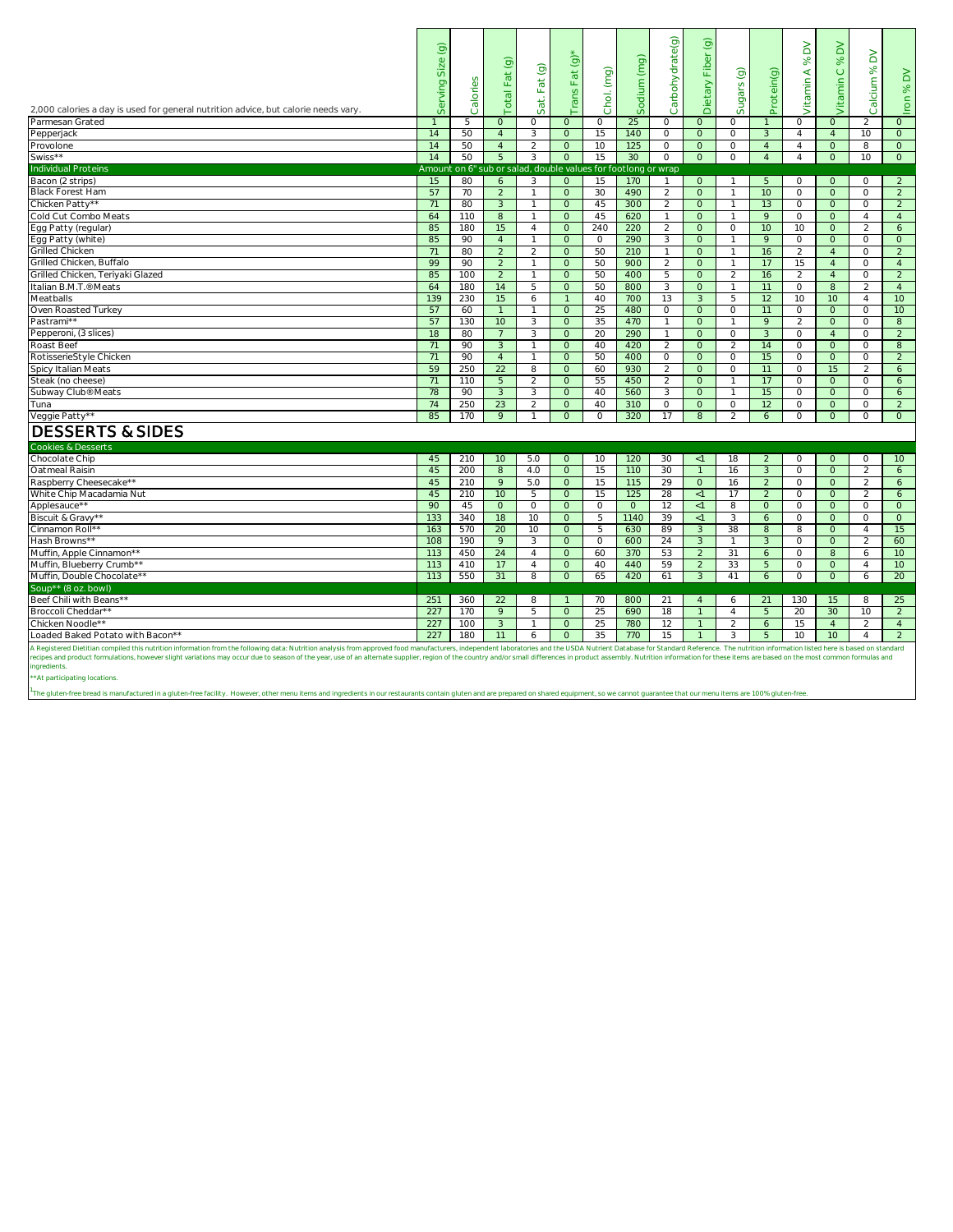| 2,000 calories a day is used for general nutrition advice, but calorie needs vary. | Serving Size (g) | Calories | Total Fat (g) | Sat. Fat (g) | Trans Fat (g)* | Chol. (mg) | Sodium (mg) | Carbohydrate(g) | Dietary Fiber (g) | Sugars (g) | Protein(g) | Vitamin A % DV | Vitamin C % DV | Calcium % DV | Iron % DV |
|---|---|---|---|---|---|---|---|---|---|---|---|---|---|---|---|
| Parmesan Grated | 1 | 5 | 0 | 0 | 0 | 0 | 25 | 0 | 0 | 0 | 1 | 0 | 0 | 2 | 0 |
| Pepperjack | 14 | 50 | 4 | 3 | 0 | 15 | 140 | 0 | 0 | 0 | 3 | 4 | 4 | 10 | 0 |
| Provolone | 14 | 50 | 4 | 2 | 0 | 10 | 125 | 0 | 0 | 0 | 4 | 4 | 0 | 8 | 0 |
| Swiss** | 14 | 50 | 5 | 3 | 0 | 15 | 30 | 0 | 0 | 0 | 4 | 4 | 0 | 10 | 0 |
| **Individual Proteins** | Amount on 6" sub or salad, double values for footlong or wrap | | | | | | | | | | | | | | |
| Bacon (2 strips) | 15 | 80 | 6 | 3 | 0 | 15 | 170 | 1 | 0 | 1 | 5 | 0 | 0 | 0 | 2 |
| Black Forest Ham | 57 | 70 | 2 | 1 | 0 | 30 | 490 | 2 | 0 | 1 | 10 | 0 | 0 | 0 | 2 |
| Chicken Patty** | 71 | 80 | 3 | 1 | 0 | 45 | 300 | 2 | 0 | 1 | 13 | 0 | 0 | 0 | 2 |
| Cold Cut Combo Meats | 64 | 110 | 8 | 1 | 0 | 45 | 620 | 1 | 0 | 1 | 9 | 0 | 0 | 4 | 4 |
| Egg Patty (regular) | 85 | 180 | 15 | 4 | 0 | 240 | 220 | 2 | 0 | 0 | 10 | 10 | 0 | 2 | 6 |
| Egg Patty (white) | 85 | 90 | 4 | 1 | 0 | 0 | 290 | 3 | 0 | 1 | 9 | 0 | 0 | 0 | 0 |
| Grilled Chicken | 71 | 80 | 2 | 2 | 0 | 50 | 210 | 1 | 0 | 1 | 16 | 2 | 4 | 0 | 2 |
| Grilled Chicken, Buffalo | 99 | 90 | 2 | 1 | 0 | 50 | 900 | 2 | 0 | 1 | 17 | 15 | 4 | 0 | 4 |
| Grilled Chicken, Teriyaki Glazed | 85 | 100 | 2 | 1 | 0 | 50 | 400 | 5 | 0 | 2 | 16 | 2 | 4 | 0 | 2 |
| Italian B.M.T.® Meats | 64 | 180 | 14 | 5 | 0 | 50 | 800 | 3 | 0 | 1 | 11 | 0 | 8 | 2 | 4 |
| Meatballs | 139 | 230 | 15 | 6 | 1 | 40 | 700 | 13 | 3 | 5 | 12 | 10 | 10 | 4 | 10 |
| Oven Roasted Turkey | 57 | 60 | 1 | 1 | 0 | 25 | 480 | 0 | 0 | 0 | 11 | 0 | 0 | 0 | 10 |
| Pastrami** | 57 | 130 | 10 | 3 | 0 | 35 | 470 | 1 | 0 | 1 | 9 | 2 | 0 | 0 | 8 |
| Pepperoni, (3 slices) | 18 | 80 | 7 | 3 | 0 | 20 | 290 | 1 | 0 | 0 | 3 | 0 | 4 | 0 | 2 |
| Roast Beef | 71 | 90 | 3 | 1 | 0 | 40 | 420 | 2 | 0 | 2 | 14 | 0 | 0 | 0 | 8 |
| RotisserieStyle Chicken | 71 | 90 | 4 | 1 | 0 | 50 | 400 | 0 | 0 | 0 | 15 | 0 | 0 | 0 | 2 |
| Spicy Italian Meats | 59 | 250 | 22 | 8 | 0 | 60 | 930 | 2 | 0 | 0 | 11 | 0 | 15 | 2 | 6 |
| Steak (no cheese) | 71 | 110 | 5 | 2 | 0 | 55 | 450 | 2 | 0 | 1 | 17 | 0 | 0 | 0 | 6 |
| Subway Club® Meats | 78 | 90 | 3 | 3 | 0 | 40 | 560 | 3 | 0 | 1 | 15 | 0 | 0 | 0 | 6 |
| Tuna | 74 | 250 | 23 | 2 | 0 | 40 | 310 | 0 | 0 | 0 | 12 | 0 | 0 | 0 | 2 |
| Veggie Patty** | 85 | 170 | 9 | 1 | 0 | 0 | 320 | 17 | 8 | 2 | 6 | 0 | 0 | 0 | 0 |

# DESSERTS & SIDES

| | Serving Size (g) | Calories | Total Fat (g) | Sat. Fat (g) | Trans Fat (g)* | Chol. (mg) | Sodium (mg) | Carbohydrate(g) | Dietary Fiber (g) | Sugars (g) | Protein(g) | Vitamin A % DV | Vitamin C % DV | Calcium % DV | Iron % DV |
|---|---|---|---|---|---|---|---|---|---|---|---|---|---|---|---|
| **Cookies & Desserts** | | | | | | | | | | | | | | | |
| Chocolate Chip | 45 | 210 | 10 | 5.0 | 0 | 10 | 120 | 30 | <1 | 18 | 2 | 0 | 0 | 0 | 10 |
| Oatmeal Raisin | 45 | 200 | 8 | 4.0 | 0 | 15 | 110 | 30 | 1 | 16 | 3 | 0 | 0 | 2 | 6 |
| Raspberry Cheesecake** | 45 | 210 | 9 | 5.0 | 0 | 15 | 115 | 29 | 0 | 16 | 2 | 0 | 0 | 2 | 6 |
| White Chip Macadamia Nut | 45 | 210 | 10 | 5 | 0 | 15 | 125 | 28 | <1 | 17 | 2 | 0 | 0 | 2 | 6 |
| Applesauce** | 90 | 45 | 0 | 0 | 0 | 0 | 0 | 12 | <1 | 8 | 0 | 0 | 0 | 0 | 0 |
| Biscuit & Gravy** | 133 | 340 | 18 | 10 | 0 | 5 | 1140 | 39 | <1 | 3 | 6 | 0 | 0 | 0 | 0 |
| Cinnamon Roll** | 163 | 570 | 20 | 10 | 0 | 5 | 630 | 89 | 3 | 38 | 8 | 8 | 0 | 4 | 15 |
| Hash Browns** | 108 | 190 | 9 | 3 | 0 | 0 | 600 | 24 | 3 | 1 | 3 | 0 | 0 | 2 | 60 |
| Muffin, Apple Cinnamon** | 113 | 450 | 24 | 4 | 0 | 60 | 370 | 53 | 2 | 31 | 6 | 0 | 8 | 6 | 10 |
| Muffin, Blueberry Crumb** | 113 | 410 | 17 | 4 | 0 | 40 | 440 | 59 | 2 | 33 | 5 | 0 | 0 | 4 | 10 |
| Muffin, Double Chocolate** | 113 | 550 | 31 | 8 | 0 | 65 | 420 | 61 | 3 | 41 | 6 | 0 | 0 | 6 | 20 |
| **Soup** (8 oz. bowl)** | | | | | | | | | | | | | | | |
| Beef Chili with Beans** | 251 | 360 | 22 | 8 | 1 | 70 | 800 | 21 | 4 | 6 | 21 | 130 | 15 | 8 | 25 |
| Broccoli Cheddar** | 227 | 170 | 9 | 5 | 0 | 25 | 690 | 18 | 1 | 4 | 5 | 20 | 30 | 10 | 2 |
| Chicken Noodle** | 227 | 100 | 3 | 1 | 0 | 25 | 780 | 12 | 1 | 2 | 6 | 15 | 4 | 2 | 4 |
| Loaded Baked Potato with Bacon** | 227 | 180 | 11 | 6 | 0 | 35 | 770 | 15 | 1 | 3 | 5 | 10 | 10 | 4 | 2 |

A Registered Dietitian compiled this nutrition information from the following data: Nutrition analysis from approved food manufacturers, independent laboratories and the USDA Nutrient Database for Standard Reference. The nutrition information listed here is based on standard recipes and product formulations, however slight variations may occur due to season of the year, use of an alternate supplier, region of the country and/or small differences in product assembly. Nutrition information for these items are based on the most common formulas and ingredients.

**At participating locations.

[1]The gluten-free bread is manufactured in a gluten-free facility. However, other menu items and ingredients in our restaurants contain gluten and are prepared on shared equipment, so we cannot guarantee that our menu items are 100% gluten-free.